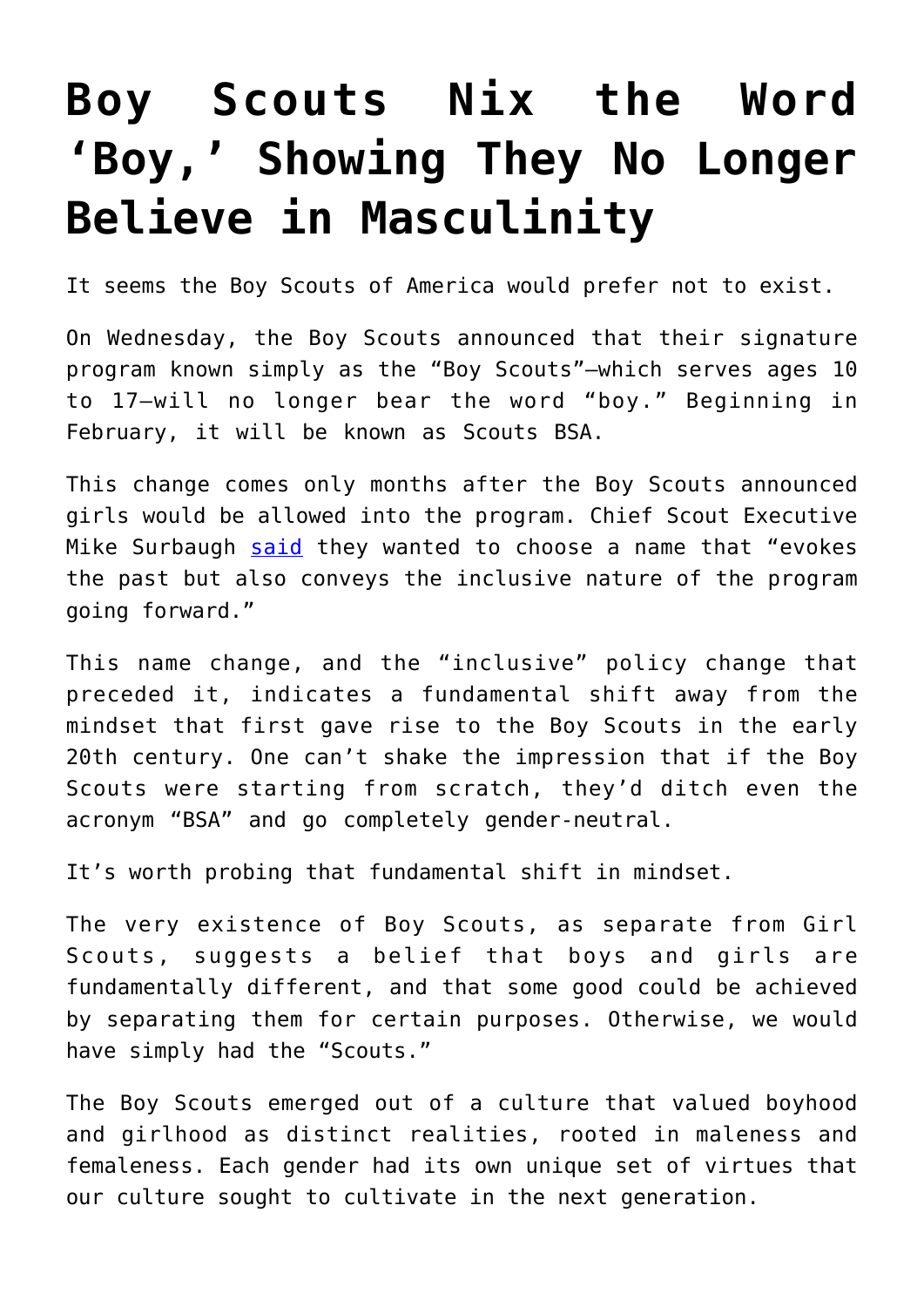# Boy Scouts Nix the Word 'Boy,' Showing They No Longer Believe in Masculinity

It seems the Boy Scouts of America would prefer not to exist.

On Wednesday, the Boy Scouts announced that their signature program known simply as the "Boy Scouts"—which serves ages 10 to 17—will no longer bear the word "boy." Beginning in February, it will be known as Scouts BSA.

This change comes only months after the Boy Scouts announced girls would be allowed into the program. Chief Scout Executive Mike Surbaugh said they wanted to choose a name that "evokes the past but also conveys the inclusive nature of the program going forward."

This name change, and the "inclusive" policy change that preceded it, indicates a fundamental shift away from the mindset that first gave rise to the Boy Scouts in the early 20th century. One can't shake the impression that if the Boy Scouts were starting from scratch, they'd ditch even the acronym "BSA" and go completely gender-neutral.

It's worth probing that fundamental shift in mindset.

The very existence of Boy Scouts, as separate from Girl Scouts, suggests a belief that boys and girls are fundamentally different, and that some good could be achieved by separating them for certain purposes. Otherwise, we would have simply had the "Scouts."

The Boy Scouts emerged out of a culture that valued boyhood and girlhood as distinct realities, rooted in maleness and femaleness. Each gender had its own unique set of virtues that our culture sought to cultivate in the next generation.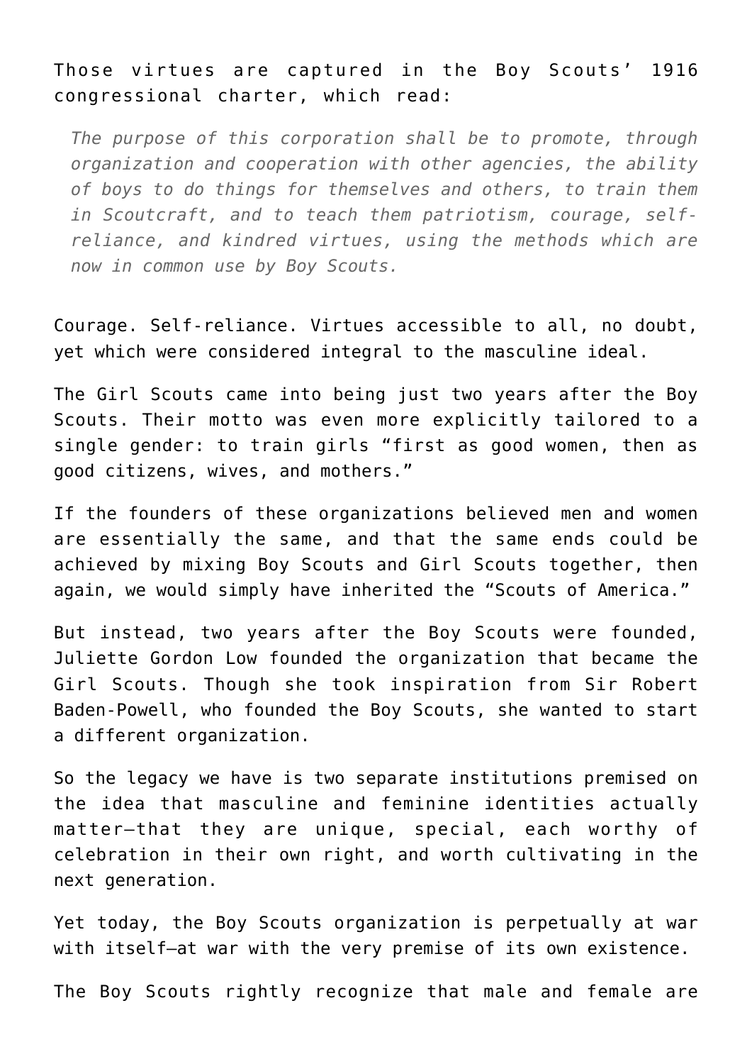Those virtues are captured in the Boy Scouts' 1916 congressional charter, which read:

> *The purpose of this corporation shall be to promote, through organization and cooperation with other agencies, the ability of boys to do things for themselves and others, to train them in Scoutcraft, and to teach them patriotism, courage, self-reliance, and kindred virtues, using the methods which are now in common use by Boy Scouts.*

Courage. Self-reliance. Virtues accessible to all, no doubt, yet which were considered integral to the masculine ideal.

The Girl Scouts came into being just two years after the Boy Scouts. Their motto was even more explicitly tailored to a single gender: to train girls "first as good women, then as good citizens, wives, and mothers."

If the founders of these organizations believed men and women are essentially the same, and that the same ends could be achieved by mixing Boy Scouts and Girl Scouts together, then again, we would simply have inherited the "Scouts of America."

But instead, two years after the Boy Scouts were founded, Juliette Gordon Low founded the organization that became the Girl Scouts. Though she took inspiration from Sir Robert Baden-Powell, who founded the Boy Scouts, she wanted to start a different organization.

So the legacy we have is two separate institutions premised on the idea that masculine and feminine identities actually matter—that they are unique, special, each worthy of celebration in their own right, and worth cultivating in the next generation.

Yet today, the Boy Scouts organization is perpetually at war with itself—at war with the very premise of its own existence.

The Boy Scouts rightly recognize that male and female are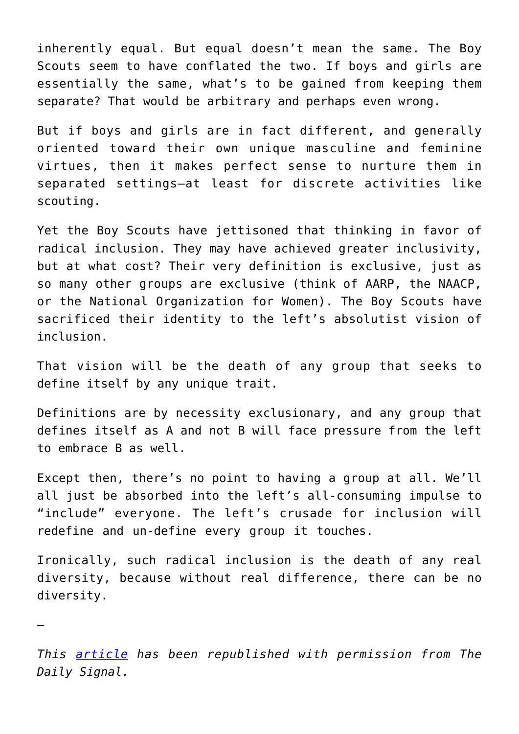inherently equal. But equal doesn't mean the same. The Boy Scouts seem to have conflated the two. If boys and girls are essentially the same, what's to be gained from keeping them separate? That would be arbitrary and perhaps even wrong.

But if boys and girls are in fact different, and generally oriented toward their own unique masculine and feminine virtues, then it makes perfect sense to nurture them in separated settings—at least for discrete activities like scouting.

Yet the Boy Scouts have jettisoned that thinking in favor of radical inclusion. They may have achieved greater inclusivity, but at what cost? Their very definition is exclusive, just as so many other groups are exclusive (think of AARP, the NAACP, or the National Organization for Women). The Boy Scouts have sacrificed their identity to the left's absolutist vision of inclusion.

That vision will be the death of any group that seeks to define itself by any unique trait.

Definitions are by necessity exclusionary, and any group that defines itself as A and not B will face pressure from the left to embrace B as well.

Except then, there's no point to having a group at all. We'll all just be absorbed into the left's all-consuming impulse to "include" everyone. The left's crusade for inclusion will redefine and un-define every group it touches.

Ironically, such radical inclusion is the death of any real diversity, because without real difference, there can be no diversity.

—

*This [article](article) has been republished with permission from The Daily Signal.*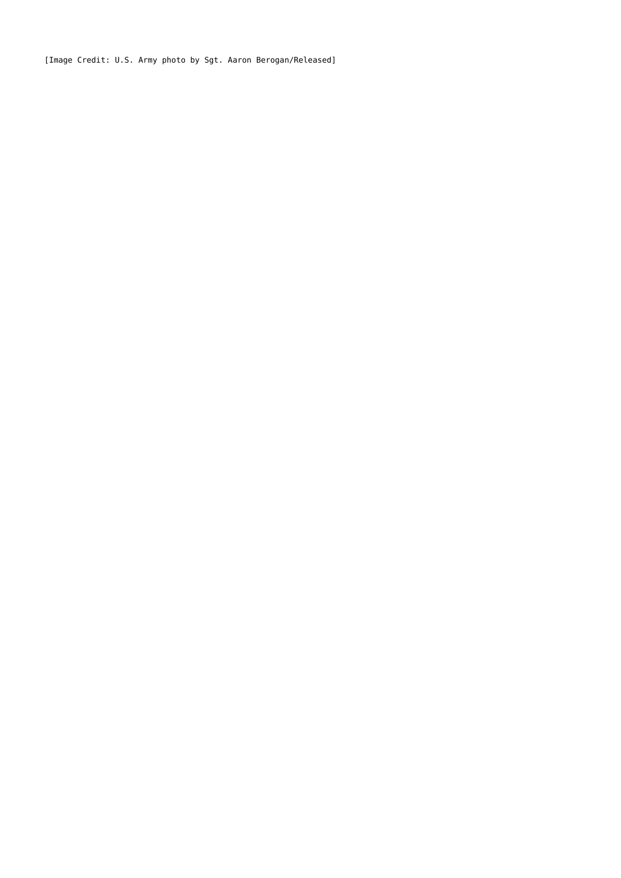[Image Credit: U.S. Army photo by Sgt. Aaron Berogan/Released]